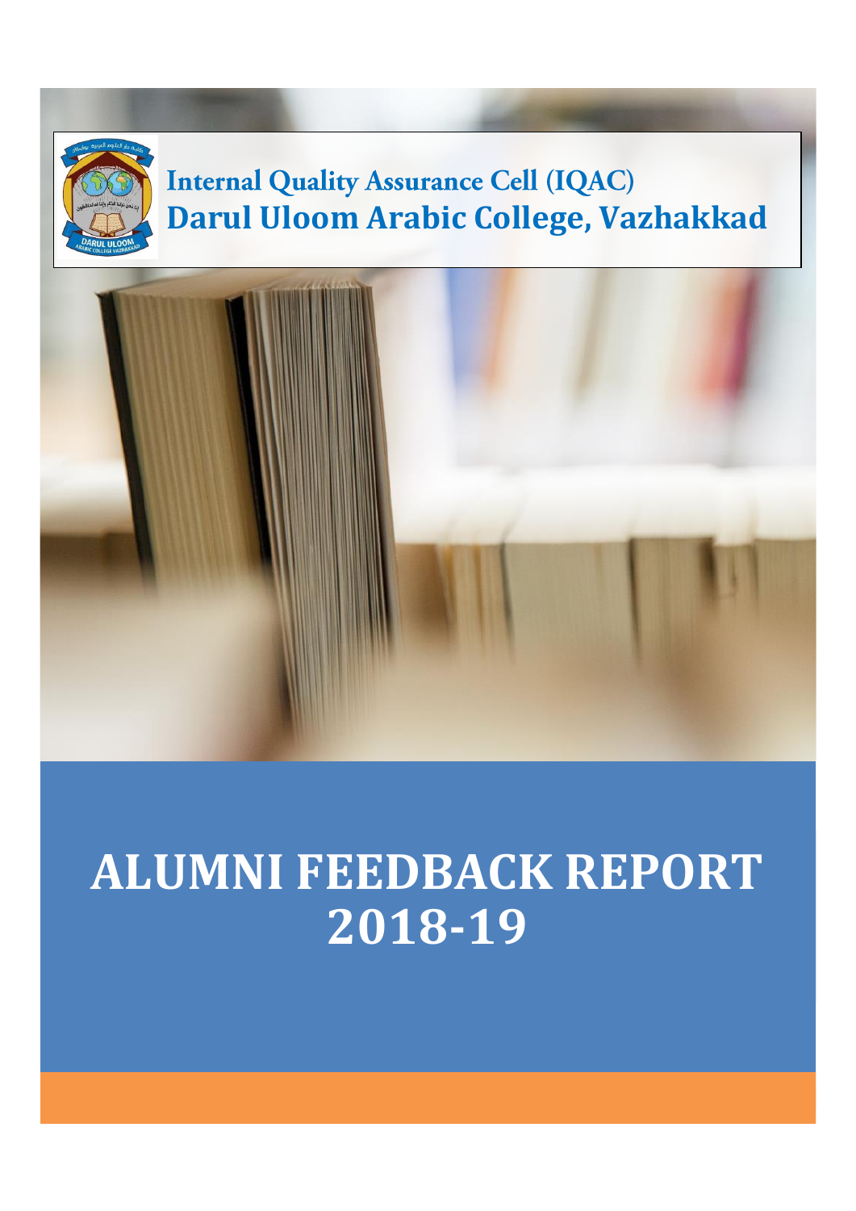**Internal Quality Assurance Cell (IQAC)**
**Darul Uloom Arabic College, Vazhakkad**

# ALUMNI FEEDBACK REPORT 2018-19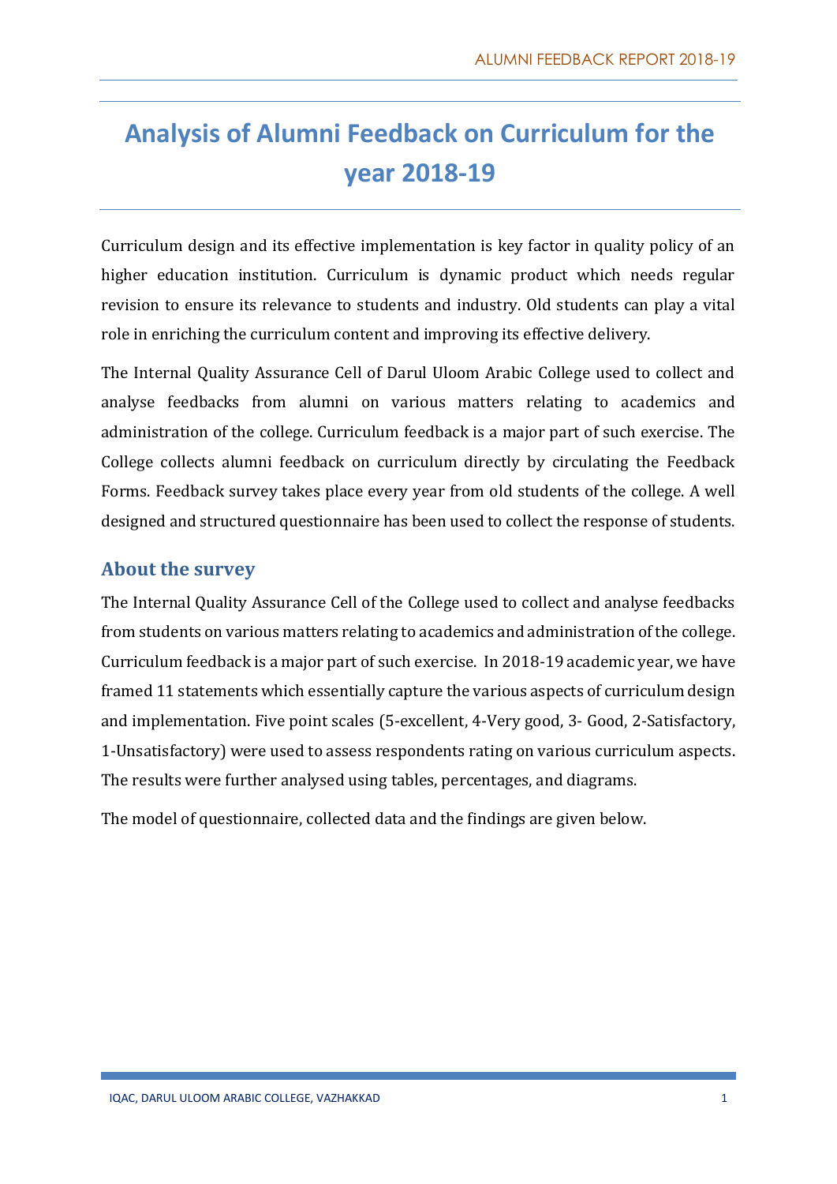# Analysis of Alumni Feedback on Curriculum for the year 2018-19

Curriculum design and its effective implementation is key factor in quality policy of an higher education institution. Curriculum is dynamic product which needs regular revision to ensure its relevance to students and industry. Old students can play a vital role in enriching the curriculum content and improving its effective delivery.

The Internal Quality Assurance Cell of Darul Uloom Arabic College used to collect and analyse feedbacks from alumni on various matters relating to academics and administration of the college. Curriculum feedback is a major part of such exercise. The College collects alumni feedback on curriculum directly by circulating the Feedback Forms. Feedback survey takes place every year from old students of the college. A well designed and structured questionnaire has been used to collect the response of students.

## About the survey

The Internal Quality Assurance Cell of the College used to collect and analyse feedbacks from students on various matters relating to academics and administration of the college. Curriculum feedback is a major part of such exercise. In 2018-19 academic year, we have framed 11 statements which essentially capture the various aspects of curriculum design and implementation. Five point scales (5-excellent, 4-Very good, 3- Good, 2-Satisfactory, 1-Unsatisfactory) were used to assess respondents rating on various curriculum aspects. The results were further analysed using tables, percentages, and diagrams.

The model of questionnaire, collected data and the findings are given below.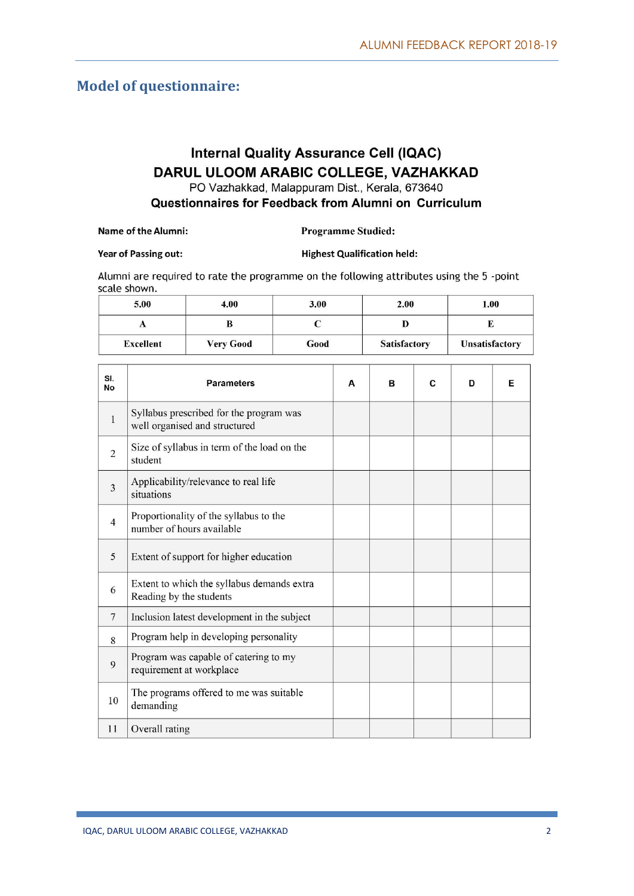## Model of questionnaire:

**Internal Quality Assurance Cell (IQAC)**

**DARUL ULOOM ARABIC COLLEGE, VAZHAKKAD**

PO Vazhakkad, Malappuram Dist., Kerala, 673640

**Questionnaires for Feedback from Alumni on Curriculum**

**Name of the Alumni:** **Programme Studied:**

**Year of Passing out:** **Highest Qualification held:**

Alumni are required to rate the programme on the following attributes using the 5 -point scale shown.

| 5.00 | 4.00 | 3.00 | 2.00 | 1.00 |
|---|---|---|---|---|
| A | B | C | D | E |
| Excellent | Very Good | Good | Satisfactory | Unsatisfactory |

| Sl. No | Parameters | A | B | C | D | E |
|---|---|---|---|---|---|---|
| 1 | Syllabus prescribed for the program was well organised and structured | | | | | |
| 2 | Size of syllabus in term of the load on the student | | | | | |
| 3 | Applicability/relevance to real life situations | | | | | |
| 4 | Proportionality of the syllabus to the number of hours available | | | | | |
| 5 | Extent of support for higher education | | | | | |
| 6 | Extent to which the syllabus demands extra Reading by the students | | | | | |
| 7 | Inclusion latest development in the subject | | | | | |
| 8 | Program help in developing personality | | | | | |
| 9 | Program was capable of catering to my requirement at workplace | | | | | |
| 10 | The programs offered to me was suitable demanding | | | | | |
| 11 | Overall rating | | | | | |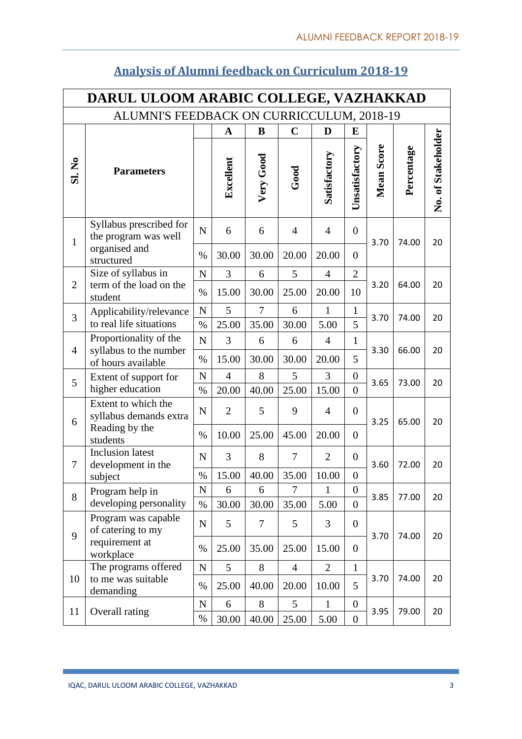## Analysis of Alumni feedback on Curriculum 2018-19

| DARUL ULOOM ARABIC COLLEGE, VAZHAKKAD | | | | | | | | | | | |
|---|---|---|---|---|---|---|---|---|---|---|---|
| ALUMNI'S FEEDBACK ON CURRICCULUM, 2018-19 | | | | | | | | | | | |
| | | | A | B | C | D | E | | | | |
| Sl. No | Parameters | | Excellent | Very Good | Good | Satisfactory | Unsatisfactory | Mean Score | Percentage | No. of Stakeholder |
| 1 | Syllabus prescribed for the program was well organised and structured | N | 6 | 6 | 4 | 4 | 0 | 3.70 | 74.00 | 20 |
| | | % | 30.00 | 30.00 | 20.00 | 20.00 | 0 | | | |
| 2 | Size of syllabus in term of the load on the student | N | 3 | 6 | 5 | 4 | 2 | 3.20 | 64.00 | 20 |
| | | % | 15.00 | 30.00 | 25.00 | 20.00 | 10 | | | |
| 3 | Applicability/relevance to real life situations | N | 5 | 7 | 6 | 1 | 1 | 3.70 | 74.00 | 20 |
| | | % | 25.00 | 35.00 | 30.00 | 5.00 | 5 | | | |
| 4 | Proportionality of the syllabus to the number of hours available | N | 3 | 6 | 6 | 4 | 1 | 3.30 | 66.00 | 20 |
| | | % | 15.00 | 30.00 | 30.00 | 20.00 | 5 | | | |
| 5 | Extent of support for higher education | N | 4 | 8 | 5 | 3 | 0 | 3.65 | 73.00 | 20 |
| | | % | 20.00 | 40.00 | 25.00 | 15.00 | 0 | | | |
| 6 | Extent to which the syllabus demands extra Reading by the students | N | 2 | 5 | 9 | 4 | 0 | 3.25 | 65.00 | 20 |
| | | % | 10.00 | 25.00 | 45.00 | 20.00 | 0 | | | |
| 7 | Inclusion latest development in the subject | N | 3 | 8 | 7 | 2 | 0 | 3.60 | 72.00 | 20 |
| | | % | 15.00 | 40.00 | 35.00 | 10.00 | 0 | | | |
| 8 | Program help in developing personality | N | 6 | 6 | 7 | 1 | 0 | 3.85 | 77.00 | 20 |
| | | % | 30.00 | 30.00 | 35.00 | 5.00 | 0 | | | |
| 9 | Program was capable of catering to my requirement at workplace | N | 5 | 7 | 5 | 3 | 0 | 3.70 | 74.00 | 20 |
| | | % | 25.00 | 35.00 | 25.00 | 15.00 | 0 | | | |
| 10 | The programs offered to me was suitable demanding | N | 5 | 8 | 4 | 2 | 1 | 3.70 | 74.00 | 20 |
| | | % | 25.00 | 40.00 | 20.00 | 10.00 | 5 | | | |
| 11 | Overall rating | N | 6 | 8 | 5 | 1 | 0 | 3.95 | 79.00 | 20 |
| | | % | 30.00 | 40.00 | 25.00 | 5.00 | 0 | | | |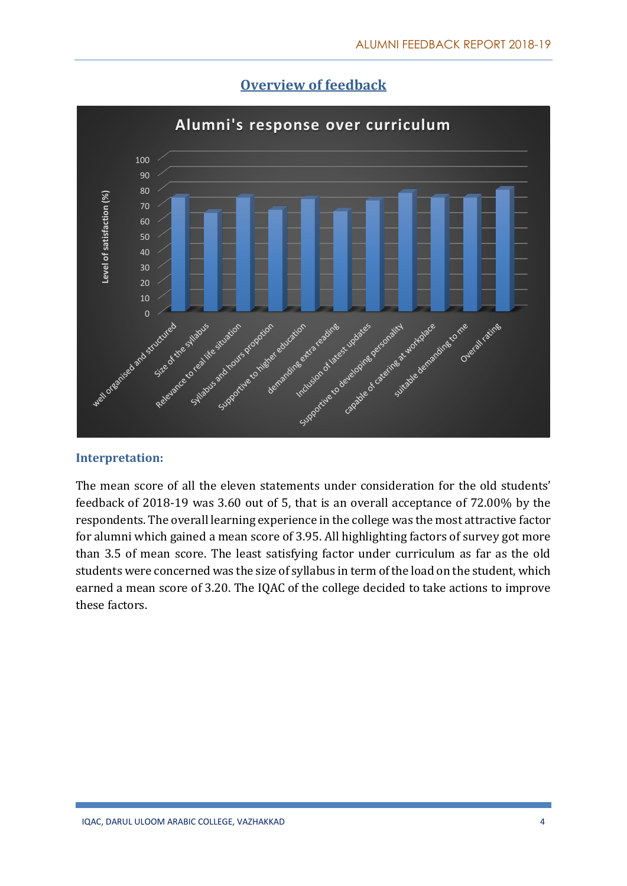## Overview of feedback

**Alumni's response over curriculum**

Level of satisfaction (%)

100
90
80
70
60
50
40
30
20
10
0

well organised and structured · Size of the syllabus · Relevance to real life situation · Syllabus and hours propotion · Supportive to higher education · demanding extra reading · Inclusion of latest updates · Supportive to developing personality · capable of catering at workplace · suitable demanding to me · Overall rating

### Interpretation:

The mean score of all the eleven statements under consideration for the old students' feedback of 2018-19 was 3.60 out of 5, that is an overall acceptance of 72.00% by the respondents. The overall learning experience in the college was the most attractive factor for alumni which gained a mean score of 3.95. All highlighting factors of survey got more than 3.5 of mean score. The least satisfying factor under curriculum as far as the old students were concerned was the size of syllabus in term of the load on the student, which earned a mean score of 3.20. The IQAC of the college decided to take actions to improve these factors.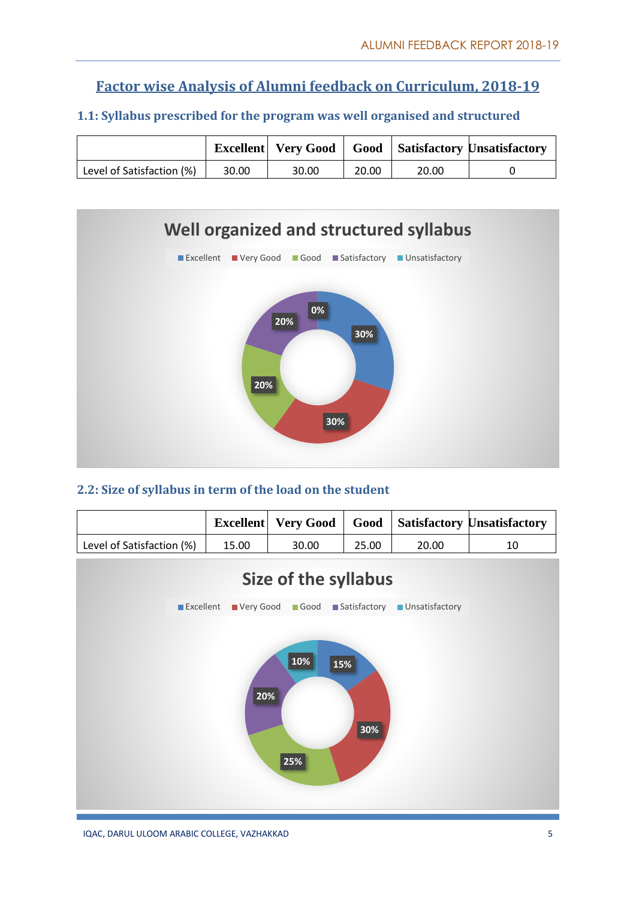## Factor wise Analysis of Alumni feedback on Curriculum, 2018-19

### 1.1: Syllabus prescribed for the program was well organised and structured

| | Excellent | Very Good | Good | Satisfactory | Unsatisfactory |
|---|---|---|---|---|---|
| Level of Satisfaction (%) | 30.00 | 30.00 | 20.00 | 20.00 | 0 |

**Well organized and structured syllabus**

Excellent: 30%, Very Good: 30%, Good: 20%, Satisfactory: 20%, Unsatisfactory: 0%

### 2.2: Size of syllabus in term of the load on the student

| | Excellent | Very Good | Good | Satisfactory | Unsatisfactory |
|---|---|---|---|---|---|
| Level of Satisfaction (%) | 15.00 | 30.00 | 25.00 | 20.00 | 10 |

**Size of the syllabus**

Excellent: 15%, Very Good: 30%, Good: 25%, Satisfactory: 20%, Unsatisfactory: 10%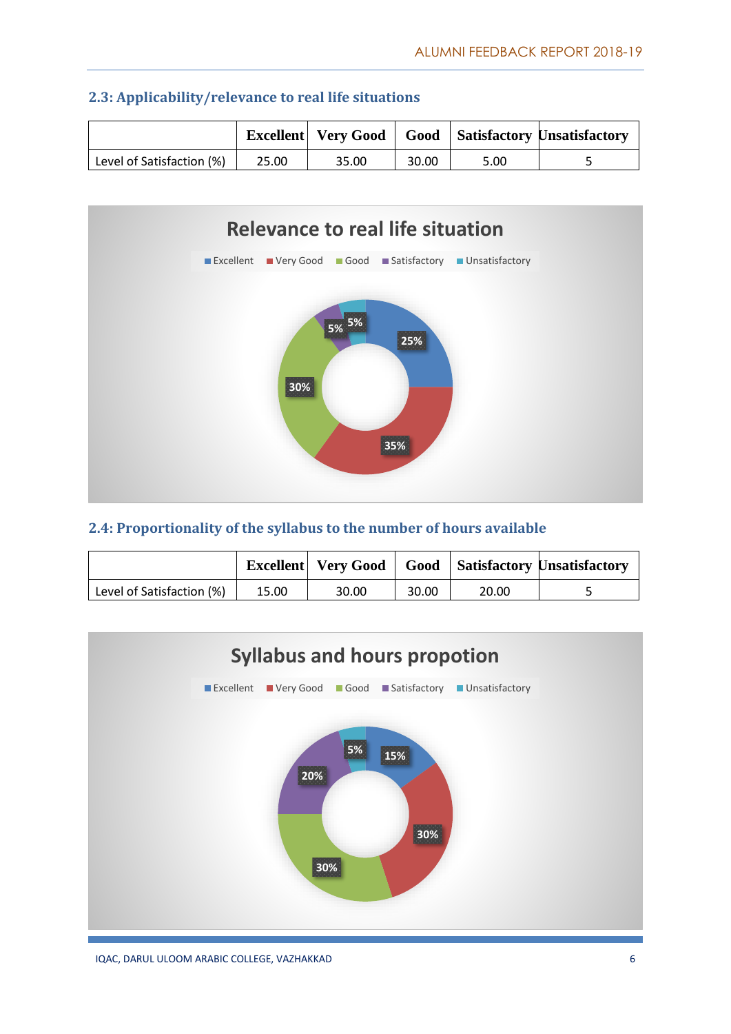### 2.3: Applicability/relevance to real life situations

| | Excellent | Very Good | Good | Satisfactory | Unsatisfactory |
|---|---|---|---|---|---|
| Level of Satisfaction (%) | 25.00 | 35.00 | 30.00 | 5.00 | 5 |

**Relevance to real life situation**

Excellent, Very Good, Good, Satisfactory, Unsatisfactory

25%, 35%, 30%, 5%, 5%

### 2.4: Proportionality of the syllabus to the number of hours available

| | Excellent | Very Good | Good | Satisfactory | Unsatisfactory |
|---|---|---|---|---|---|
| Level of Satisfaction (%) | 15.00 | 30.00 | 30.00 | 20.00 | 5 |

**Syllabus and hours propotion**

Excellent, Very Good, Good, Satisfactory, Unsatisfactory

15%, 30%, 30%, 20%, 5%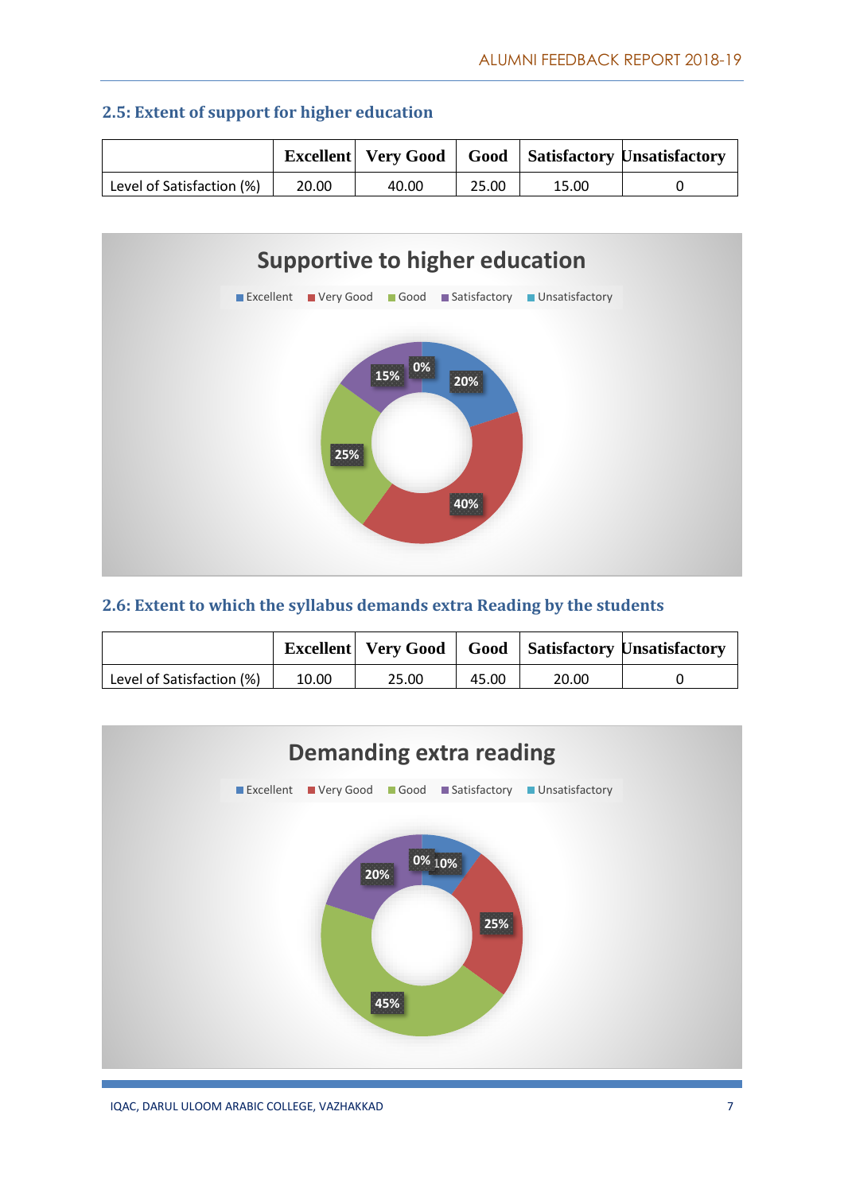## 2.5: Extent of support for higher education

| | Excellent | Very Good | Good | Satisfactory | Unsatisfactory |
|---|---|---|---|---|---|
| Level of Satisfaction (%) | 20.00 | 40.00 | 25.00 | 15.00 | 0 |

**Supportive to higher education**

Excellent | Very Good | Good | Satisfactory | Unsatisfactory

20% | 40% | 25% | 15% | 0%

## 2.6: Extent to which the syllabus demands extra Reading by the students

| | Excellent | Very Good | Good | Satisfactory | Unsatisfactory |
|---|---|---|---|---|---|
| Level of Satisfaction (%) | 10.00 | 25.00 | 45.00 | 20.00 | 0 |

**Demanding extra reading**

Excellent | Very Good | Good | Satisfactory | Unsatisfactory

10% | 25% | 45% | 20% | 0%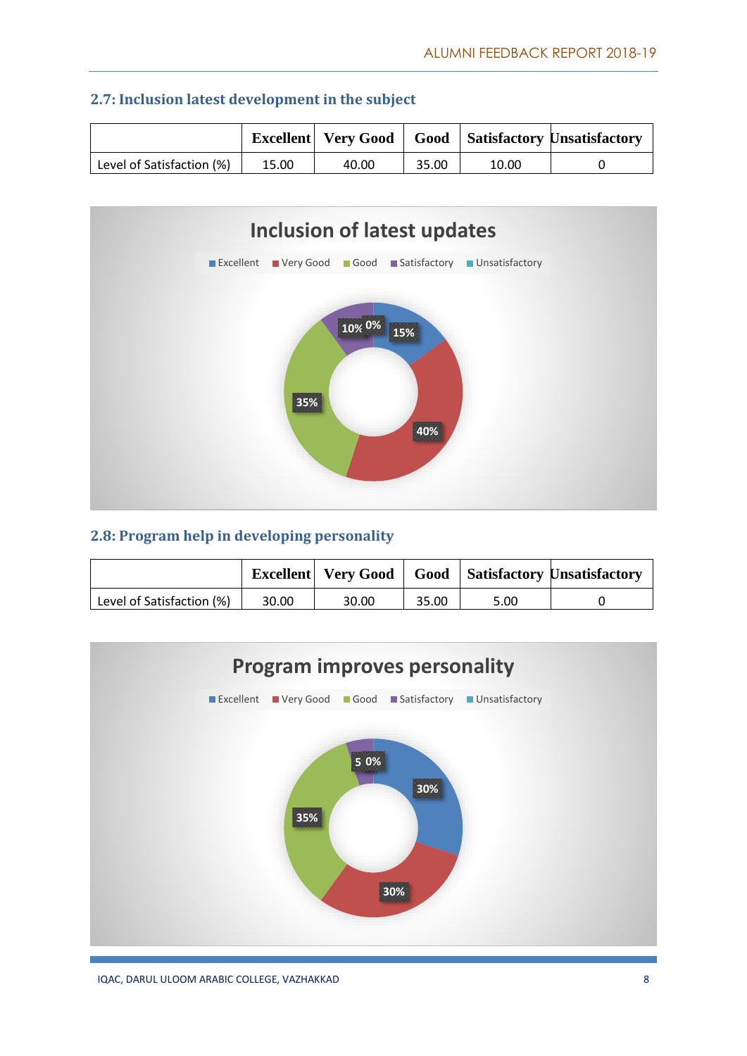## 2.7: Inclusion latest development in the subject

| | Excellent | Very Good | Good | Satisfactory | Unsatisfactory |
|---|---|---|---|---|---|
| Level of Satisfaction (%) | 15.00 | 40.00 | 35.00 | 10.00 | 0 |

## 2.8: Program help in developing personality

| | Excellent | Very Good | Good | Satisfactory | Unsatisfactory |
|---|---|---|---|---|---|
| Level of Satisfaction (%) | 30.00 | 30.00 | 35.00 | 5.00 | 0 |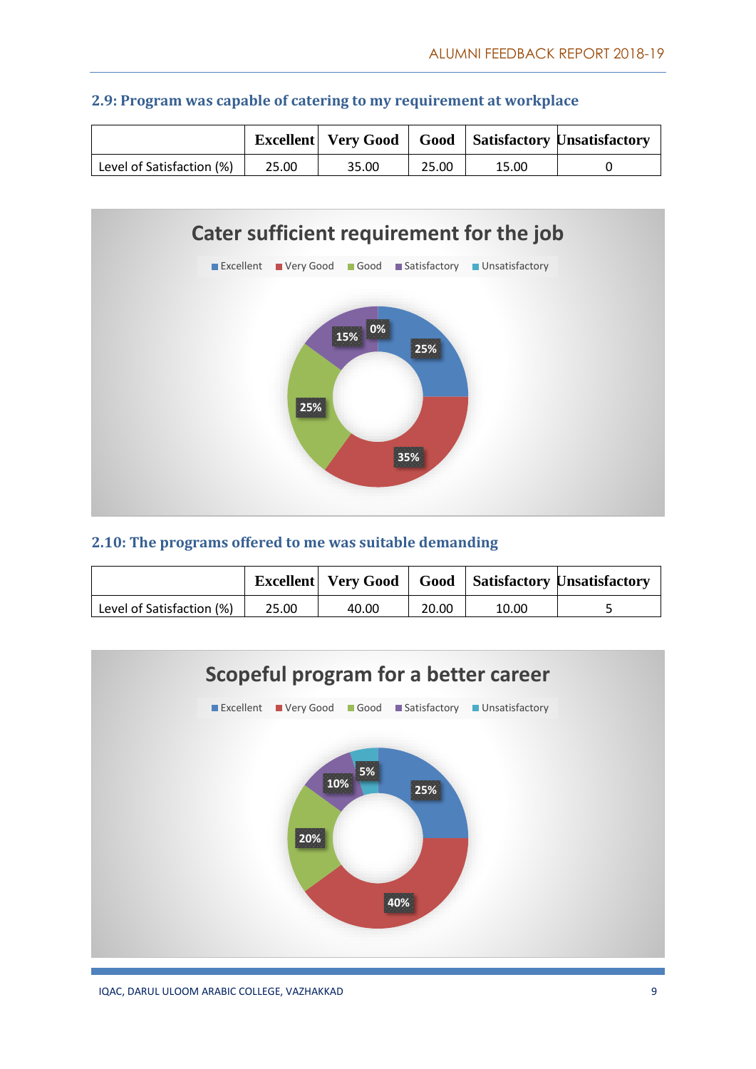## 2.9: Program was capable of catering to my requirement at workplace

| | Excellent | Very Good | Good | Satisfactory | Unsatisfactory |
|---|---|---|---|---|---|
| Level of Satisfaction (%) | 25.00 | 35.00 | 25.00 | 15.00 | 0 |

**Cater sufficient requirement for the job**

Excellent, Very Good, Good, Satisfactory, Unsatisfactory

25%, 35%, 25%, 15%, 0%

## 2.10: The programs offered to me was suitable demanding

| | Excellent | Very Good | Good | Satisfactory | Unsatisfactory |
|---|---|---|---|---|---|
| Level of Satisfaction (%) | 25.00 | 40.00 | 20.00 | 10.00 | 5 |

**Scopeful program for a better career**

Excellent, Very Good, Good, Satisfactory, Unsatisfactory

25%, 40%, 20%, 10%, 5%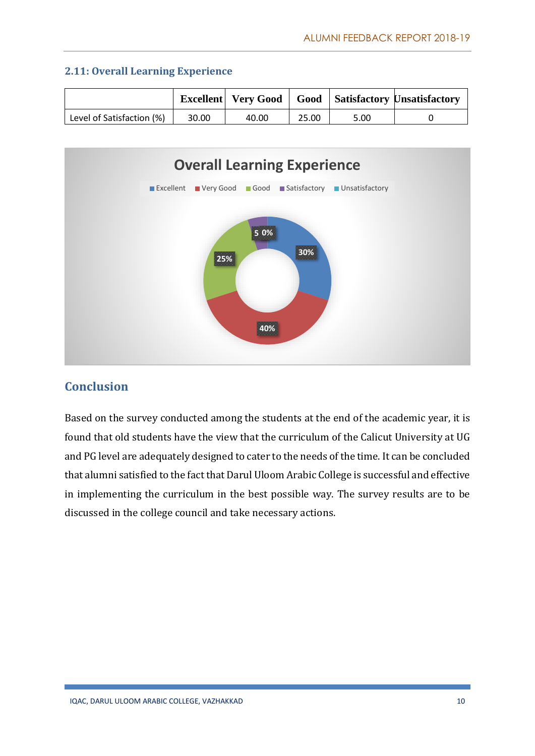### 2.11: Overall Learning Experience

| | Excellent | Very Good | Good | Satisfactory | Unsatisfactory |
|---|---|---|---|---|---|
| Level of Satisfaction (%) | 30.00 | 40.00 | 25.00 | 5.00 | 0 |

Overall Learning Experience

Excellent
Very Good
Good
Satisfactory
Unsatisfactory

5
0%
30%
25%
40%

## Conclusion

Based on the survey conducted among the students at the end of the academic year, it is found that old students have the view that the curriculum of the Calicut University at UG and PG level are adequately designed to cater to the needs of the time. It can be concluded that alumni satisfied to the fact that Darul Uloom Arabic College is successful and effective in implementing the curriculum in the best possible way. The survey results are to be discussed in the college council and take necessary actions.